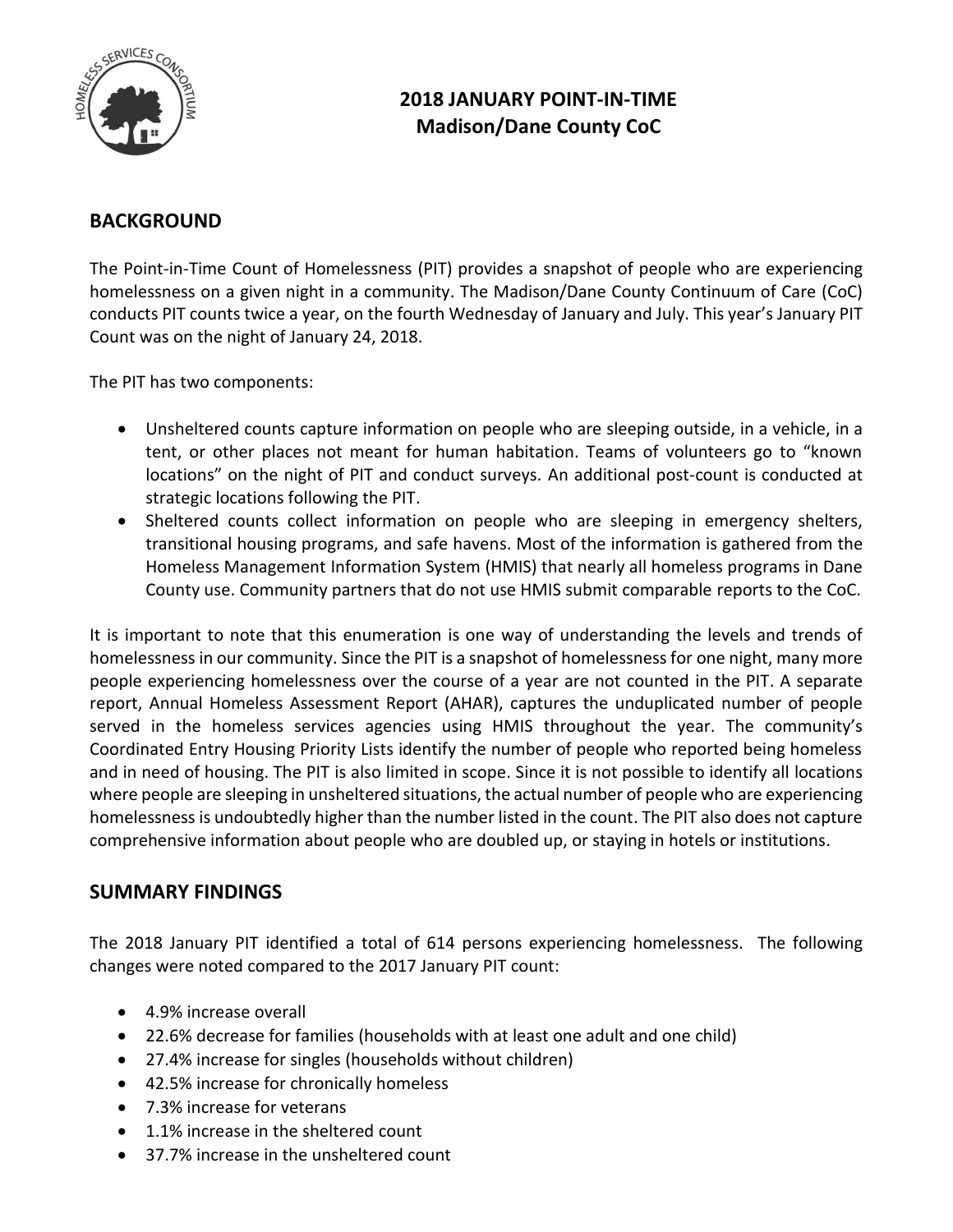# 2018 JANUARY POINT-IN-TIME
# Madison/Dane County CoC

## BACKGROUND

The Point-in-Time Count of Homelessness (PIT) provides a snapshot of people who are experiencing homelessness on a given night in a community. The Madison/Dane County Continuum of Care (CoC) conducts PIT counts twice a year, on the fourth Wednesday of January and July. This year's January PIT Count was on the night of January 24, 2018.

The PIT has two components:

- Unsheltered counts capture information on people who are sleeping outside, in a vehicle, in a tent, or other places not meant for human habitation. Teams of volunteers go to "known locations" on the night of PIT and conduct surveys. An additional post-count is conducted at strategic locations following the PIT.
- Sheltered counts collect information on people who are sleeping in emergency shelters, transitional housing programs, and safe havens. Most of the information is gathered from the Homeless Management Information System (HMIS) that nearly all homeless programs in Dane County use. Community partners that do not use HMIS submit comparable reports to the CoC.

It is important to note that this enumeration is one way of understanding the levels and trends of homelessness in our community. Since the PIT is a snapshot of homelessness for one night, many more people experiencing homelessness over the course of a year are not counted in the PIT. A separate report, Annual Homeless Assessment Report (AHAR), captures the unduplicated number of people served in the homeless services agencies using HMIS throughout the year. The community's Coordinated Entry Housing Priority Lists identify the number of people who reported being homeless and in need of housing. The PIT is also limited in scope. Since it is not possible to identify all locations where people are sleeping in unsheltered situations, the actual number of people who are experiencing homelessness is undoubtedly higher than the number listed in the count. The PIT also does not capture comprehensive information about people who are doubled up, or staying in hotels or institutions.

## SUMMARY FINDINGS

The 2018 January PIT identified a total of 614 persons experiencing homelessness. The following changes were noted compared to the 2017 January PIT count:

- 4.9% increase overall
- 22.6% decrease for families (households with at least one adult and one child)
- 27.4% increase for singles (households without children)
- 42.5% increase for chronically homeless
- 7.3% increase for veterans
- 1.1% increase in the sheltered count
- 37.7% increase in the unsheltered count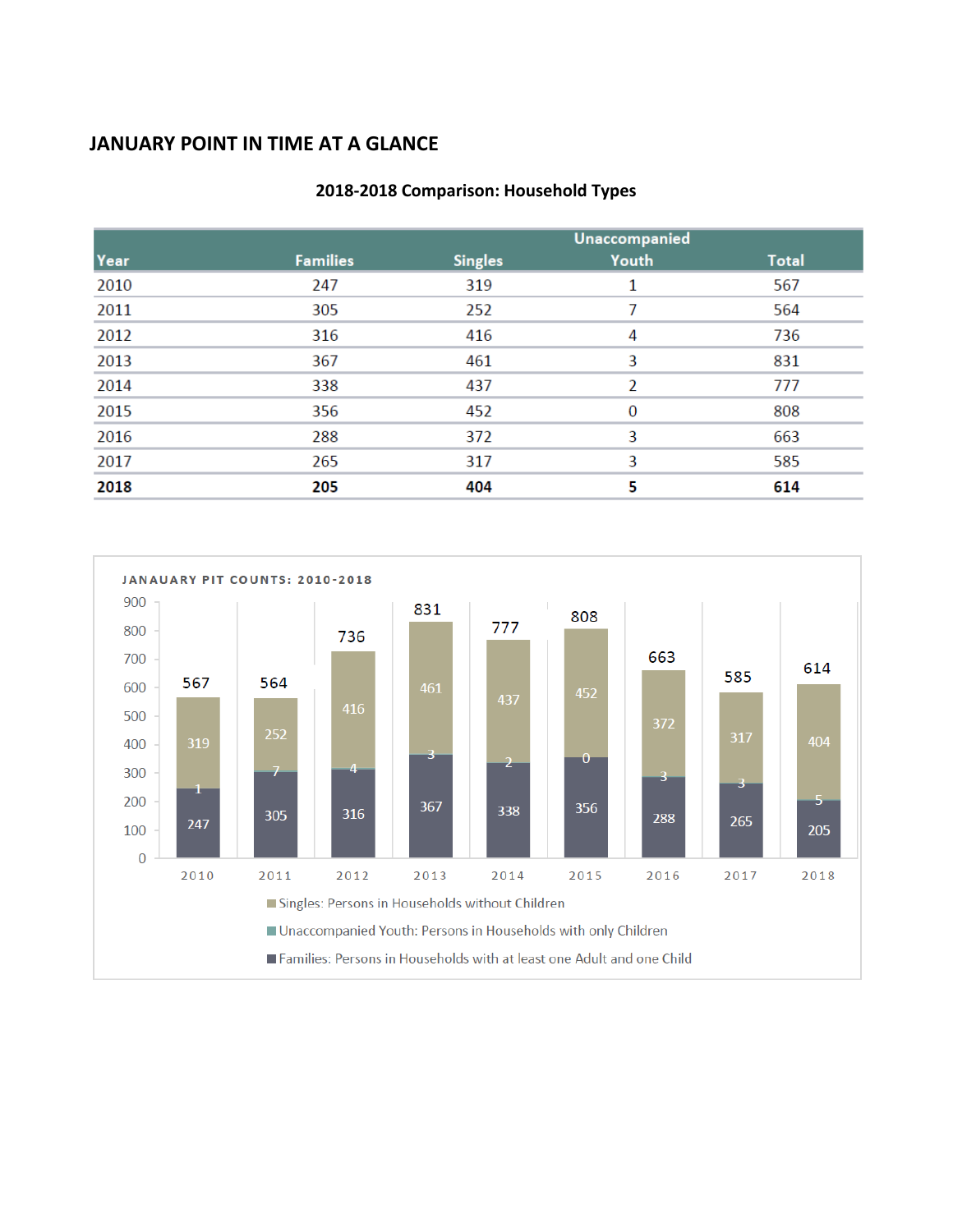## JANUARY POINT IN TIME AT A GLANCE

**2018-2018 Comparison: Household Types**

| Year | Families | Singles | Unaccompanied Youth | Total |
|---|---|---|---|---|
| 2010 | 247 | 319 | 1 | 567 |
| 2011 | 305 | 252 | 7 | 564 |
| 2012 | 316 | 416 | 4 | 736 |
| 2013 | 367 | 461 | 3 | 831 |
| 2014 | 338 | 437 | 2 | 777 |
| 2015 | 356 | 452 | 0 | 808 |
| 2016 | 288 | 372 | 3 | 663 |
| 2017 | 265 | 317 | 3 | 585 |
| **2018** | **205** | **404** | **5** | **614** |

JANAUARY PIT COUNTS: 2010-2018

- Singles: Persons in Households without Children
- Unaccompanied Youth: Persons in Households with only Children
- Families: Persons in Households with at least one Adult and one Child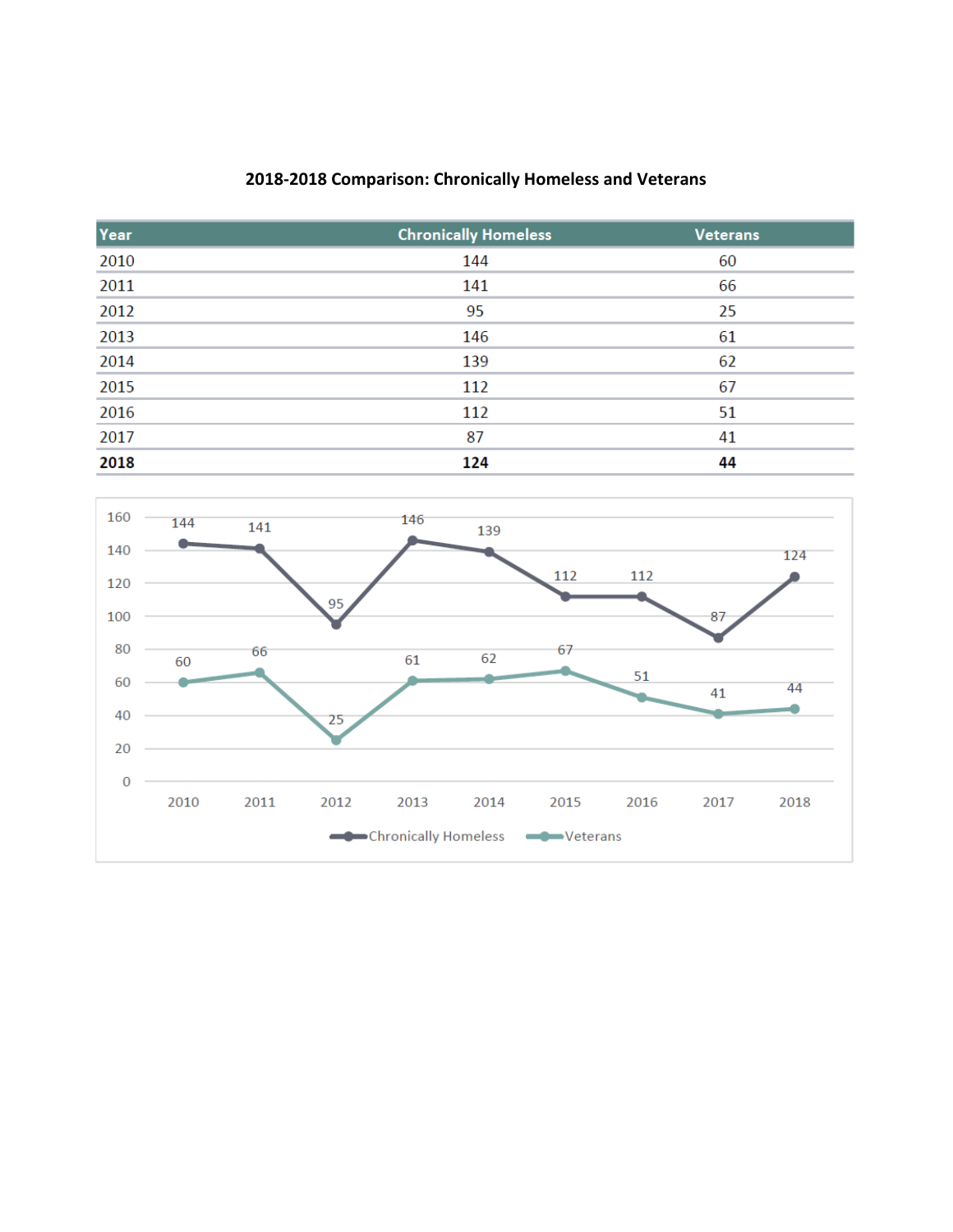## 2018-2018 Comparison: Chronically Homeless and Veterans

| Year | Chronically Homeless | Veterans |
|---|---|---|
| 2010 | 144 | 60 |
| 2011 | 141 | 66 |
| 2012 | 95 | 25 |
| 2013 | 146 | 61 |
| 2014 | 139 | 62 |
| 2015 | 112 | 67 |
| 2016 | 112 | 51 |
| 2017 | 87 | 41 |
| **2018** | **124** | **44** |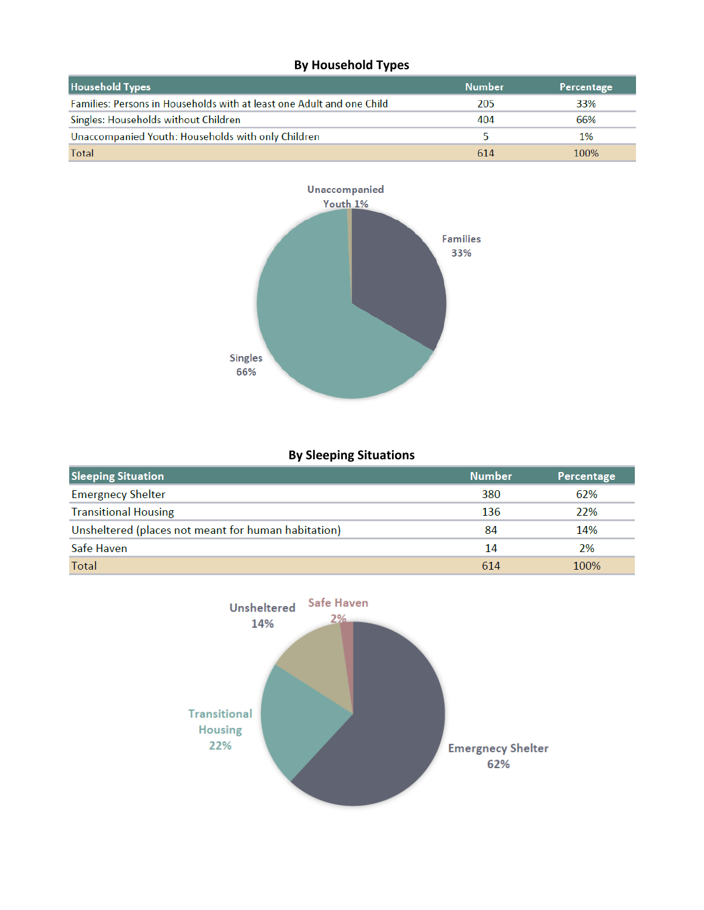## By Household Types

| Household Types | Number | Percentage |
|---|---|---|
| Families: Persons in Households with at least one Adult and one Child | 205 | 33% |
| Singles: Households without Children | 404 | 66% |
| Unaccompanied Youth: Households with only Children | 5 | 1% |
| Total | 614 | 100% |

Unaccompanied Youth 1%

Families 33%

Singles 66%

## By Sleeping Situations

| Sleeping Situation | Number | Percentage |
|---|---|---|
| Emergnecy Shelter | 380 | 62% |
| Transitional Housing | 136 | 22% |
| Unsheltered (places not meant for human habitation) | 84 | 14% |
| Safe Haven | 14 | 2% |
| Total | 614 | 100% |

Unsheltered 14%

Safe Haven 2%

Transitional Housing 22%

Emergnecy Shelter 62%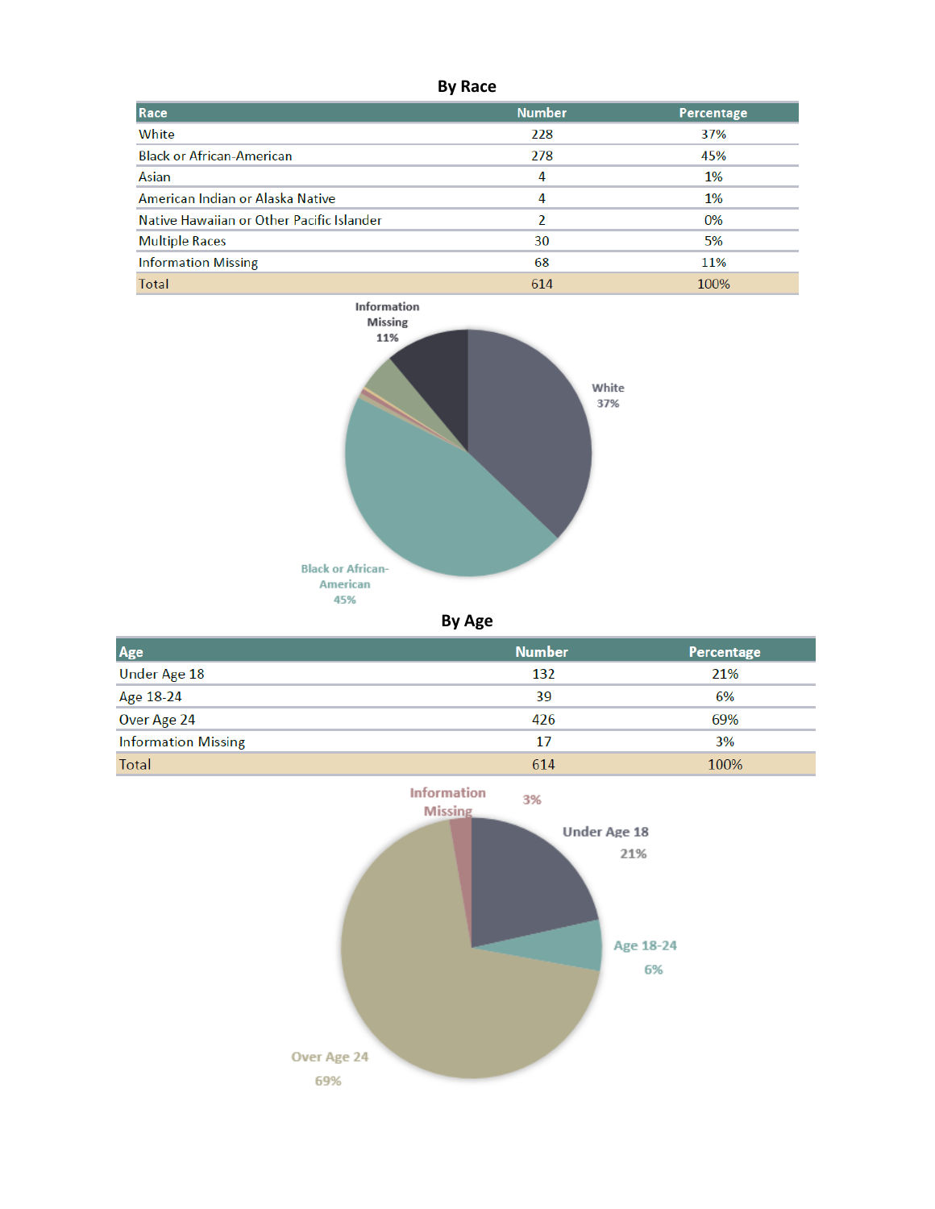## By Race

| Race | Number | Percentage |
|---|---|---|
| White | 228 | 37% |
| Black or African-American | 278 | 45% |
| Asian | 4 | 1% |
| American Indian or Alaska Native | 4 | 1% |
| Native Hawaiian or Other Pacific Islander | 2 | 0% |
| Multiple Races | 30 | 5% |
| Information Missing | 68 | 11% |
| Total | 614 | 100% |

Information Missing 11%

White 37%

Black or African-American 45%

## By Age

| Age | Number | Percentage |
|---|---|---|
| Under Age 18 | 132 | 21% |
| Age 18-24 | 39 | 6% |
| Over Age 24 | 426 | 69% |
| Information Missing | 17 | 3% |
| Total | 614 | 100% |

Information Missing 3%

Under Age 18 21%

Age 18-24 6%

Over Age 24 69%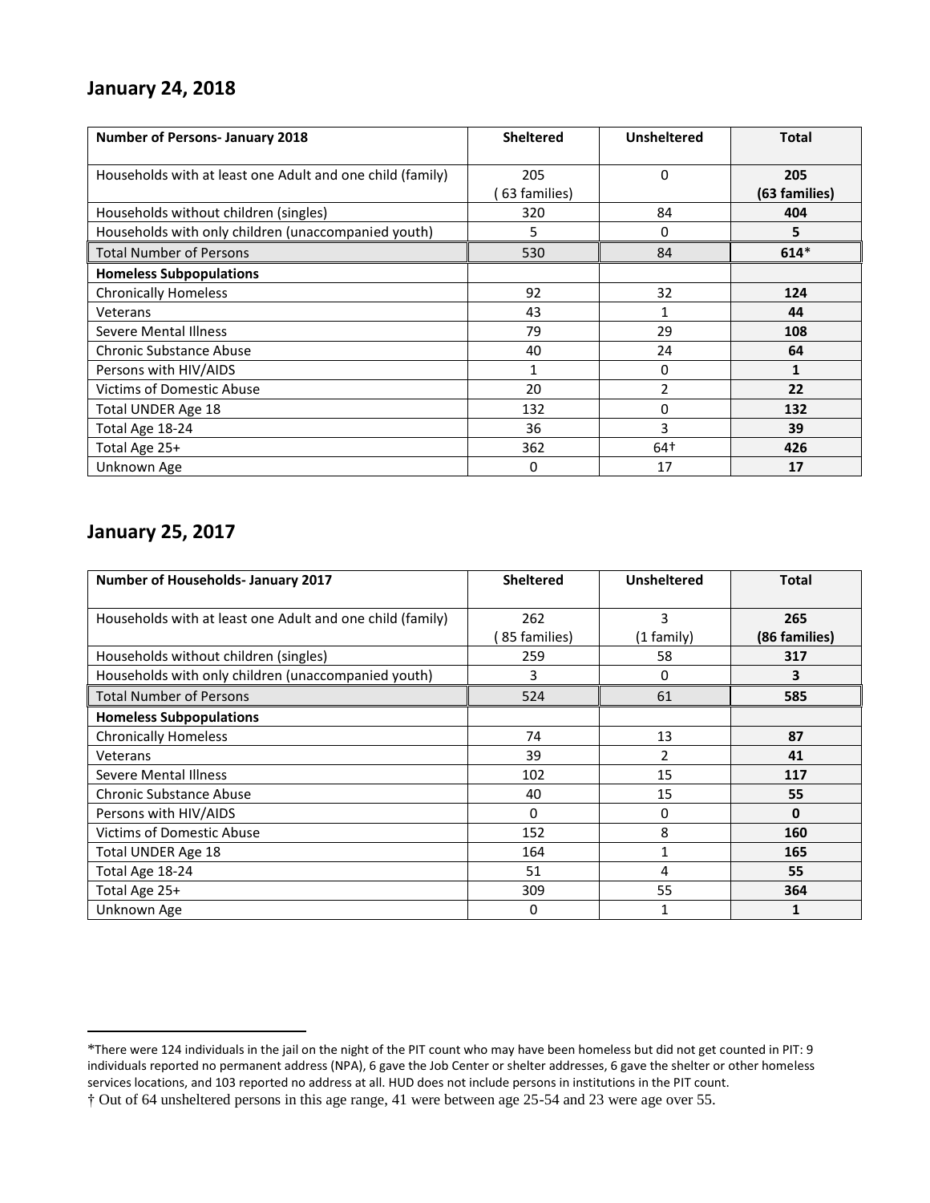## January 24, 2018

| Number of Persons- January 2018 | Sheltered | Unsheltered | Total |
|---|---|---|---|
| Households with at least one Adult and one child (family) | 205 ( 63 families) | 0 | **205 (63 families)** |
| Households without children (singles) | 320 | 84 | **404** |
| Households with only children (unaccompanied youth) | 5 | 0 | **5** |
| Total Number of Persons | 530 | 84 | **614*** |
| **Homeless Subpopulations** | | | |
| Chronically Homeless | 92 | 32 | **124** |
| Veterans | 43 | 1 | **44** |
| Severe Mental Illness | 79 | 29 | **108** |
| Chronic Substance Abuse | 40 | 24 | **64** |
| Persons with HIV/AIDS | 1 | 0 | **1** |
| Victims of Domestic Abuse | 20 | 2 | **22** |
| Total UNDER Age 18 | 132 | 0 | **132** |
| Total Age 18-24 | 36 | 3 | **39** |
| Total Age 25+ | 362 | 64† | **426** |
| Unknown Age | 0 | 17 | **17** |

## January 25, 2017

| Number of Households- January 2017 | Sheltered | Unsheltered | Total |
|---|---|---|---|
| Households with at least one Adult and one child (family) | 262 ( 85 families) | 3 (1 family) | **265 (86 families)** |
| Households without children (singles) | 259 | 58 | **317** |
| Households with only children (unaccompanied youth) | 3 | 0 | **3** |
| Total Number of Persons | 524 | 61 | **585** |
| **Homeless Subpopulations** | | | |
| Chronically Homeless | 74 | 13 | **87** |
| Veterans | 39 | 2 | **41** |
| Severe Mental Illness | 102 | 15 | **117** |
| Chronic Substance Abuse | 40 | 15 | **55** |
| Persons with HIV/AIDS | 0 | 0 | **0** |
| Victims of Domestic Abuse | 152 | 8 | **160** |
| Total UNDER Age 18 | 164 | 1 | **165** |
| Total Age 18-24 | 51 | 4 | **55** |
| Total Age 25+ | 309 | 55 | **364** |
| Unknown Age | 0 | 1 | **1** |

---

*There were 124 individuals in the jail on the night of the PIT count who may have been homeless but did not get counted in PIT: 9 individuals reported no permanent address (NPA), 6 gave the Job Center or shelter addresses, 6 gave the shelter or other homeless services locations, and 103 reported no address at all. HUD does not include persons in institutions in the PIT count.

† Out of 64 unsheltered persons in this age range, 41 were between age 25-54 and 23 were age over 55.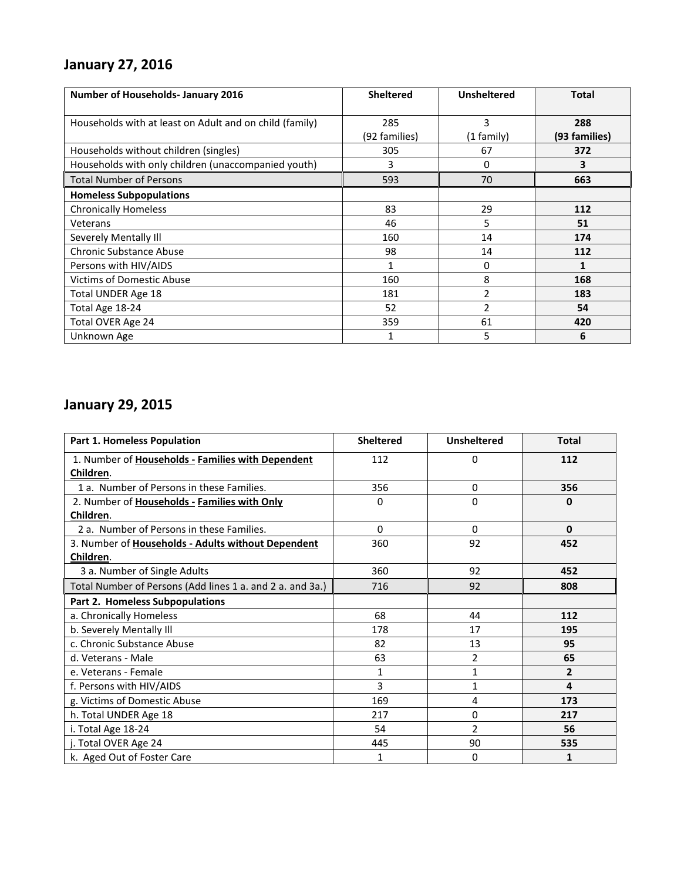## January 27, 2016

| Number of Households- January 2016 | Sheltered | Unsheltered | Total |
|---|---|---|---|
| Households with at least on Adult and on child (family) | 285 (92 families) | 3 (1 family) | **288 (93 families)** |
| Households without children (singles) | 305 | 67 | **372** |
| Households with only children (unaccompanied youth) | 3 | 0 | **3** |
| Total Number of Persons | 593 | 70 | **663** |
| **Homeless Subpopulations** | | | |
| Chronically Homeless | 83 | 29 | **112** |
| Veterans | 46 | 5 | **51** |
| Severely Mentally Ill | 160 | 14 | **174** |
| Chronic Substance Abuse | 98 | 14 | **112** |
| Persons with HIV/AIDS | 1 | 0 | **1** |
| Victims of Domestic Abuse | 160 | 8 | **168** |
| Total UNDER Age 18 | 181 | 2 | **183** |
| Total Age 18-24 | 52 | 2 | **54** |
| Total OVER Age 24 | 359 | 61 | **420** |
| Unknown Age | 1 | 5 | **6** |

## January 29, 2015

| Part 1. Homeless Population | Sheltered | Unsheltered | Total |
|---|---|---|---|
| 1. Number of **Households - Families with Dependent Children**. | 112 | 0 | **112** |
| 1 a. Number of Persons in these Families. | 356 | 0 | **356** |
| 2. Number of **Households - Families with Only Children**. | 0 | 0 | **0** |
| 2 a. Number of Persons in these Families. | 0 | 0 | **0** |
| 3. Number of **Households - Adults without Dependent Children**. | 360 | 92 | **452** |
| 3 a. Number of Single Adults | 360 | 92 | **452** |
| Total Number of Persons (Add lines 1 a. and 2 a. and 3a.) | 716 | 92 | **808** |
| **Part 2. Homeless Subpopulations** | | | |
| a. Chronically Homeless | 68 | 44 | **112** |
| b. Severely Mentally Ill | 178 | 17 | **195** |
| c. Chronic Substance Abuse | 82 | 13 | **95** |
| d. Veterans - Male | 63 | 2 | **65** |
| e. Veterans - Female | 1 | 1 | **2** |
| f. Persons with HIV/AIDS | 3 | 1 | **4** |
| g. Victims of Domestic Abuse | 169 | 4 | **173** |
| h. Total UNDER Age 18 | 217 | 0 | **217** |
| i. Total Age 18-24 | 54 | 2 | **56** |
| j. Total OVER Age 24 | 445 | 90 | **535** |
| k. Aged Out of Foster Care | 1 | 0 | **1** |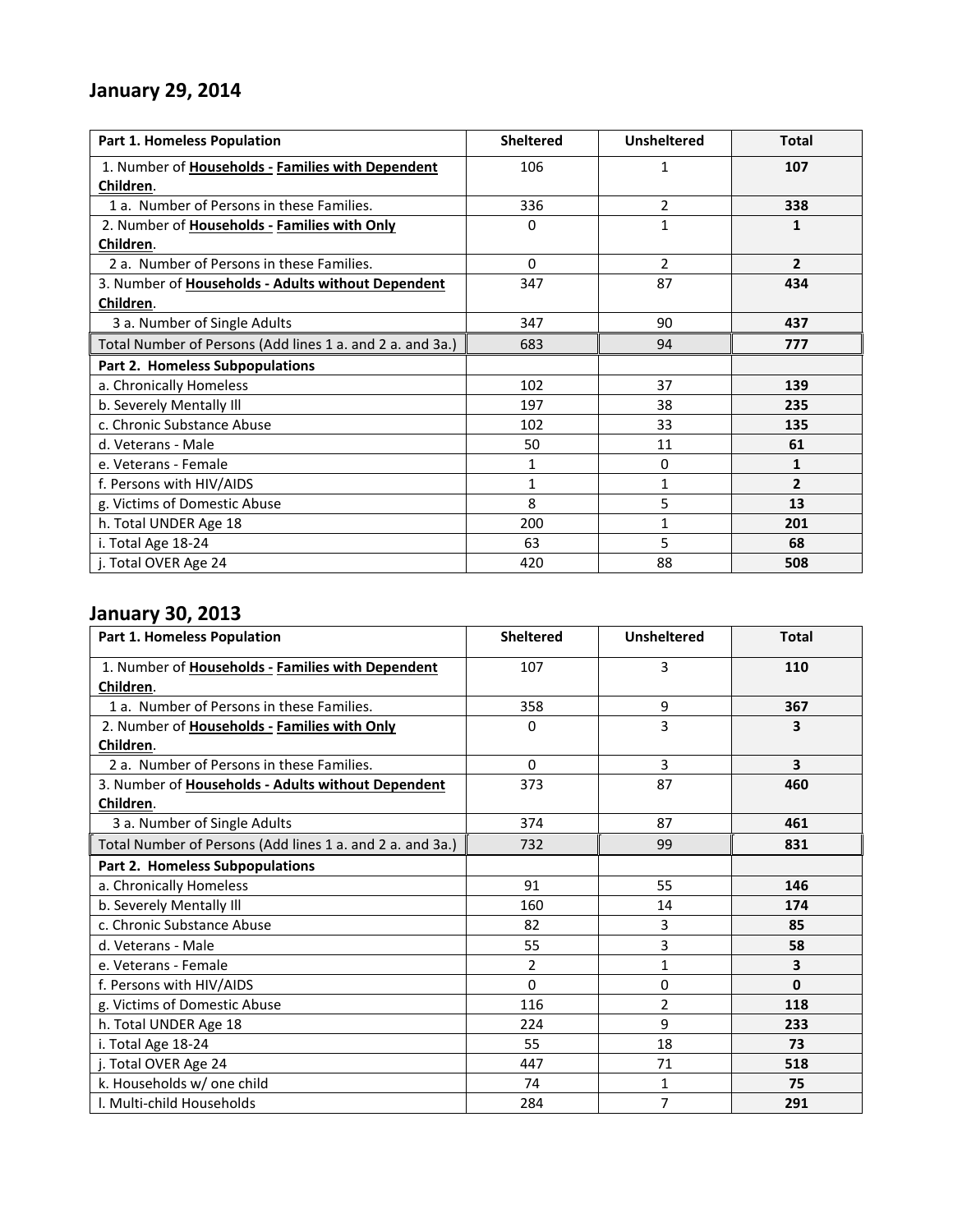## January 29, 2014

| Part 1. Homeless Population | Sheltered | Unsheltered | Total |
|---|---|---|---|
| 1. Number of **Households - Families with Dependent Children**. | 106 | 1 | **107** |
| 1 a. Number of Persons in these Families. | 336 | 2 | **338** |
| 2. Number of **Households - Families with Only Children**. | 0 | 1 | **1** |
| 2 a. Number of Persons in these Families. | 0 | 2 | **2** |
| 3. Number of **Households - Adults without Dependent Children**. | 347 | 87 | **434** |
| 3 a. Number of Single Adults | 347 | 90 | **437** |
| Total Number of Persons (Add lines 1 a. and 2 a. and 3a.) | 683 | 94 | **777** |
| **Part 2. Homeless Subpopulations** | | | |
| a. Chronically Homeless | 102 | 37 | **139** |
| b. Severely Mentally Ill | 197 | 38 | **235** |
| c. Chronic Substance Abuse | 102 | 33 | **135** |
| d. Veterans - Male | 50 | 11 | **61** |
| e. Veterans - Female | 1 | 0 | **1** |
| f. Persons with HIV/AIDS | 1 | 1 | **2** |
| g. Victims of Domestic Abuse | 8 | 5 | **13** |
| h. Total UNDER Age 18 | 200 | 1 | **201** |
| i. Total Age 18-24 | 63 | 5 | **68** |
| j. Total OVER Age 24 | 420 | 88 | **508** |

## January 30, 2013

| Part 1. Homeless Population | Sheltered | Unsheltered | Total |
|---|---|---|---|
| 1. Number of **Households - Families with Dependent Children**. | 107 | 3 | **110** |
| 1 a. Number of Persons in these Families. | 358 | 9 | **367** |
| 2. Number of **Households - Families with Only Children**. | 0 | 3 | **3** |
| 2 a. Number of Persons in these Families. | 0 | 3 | **3** |
| 3. Number of **Households - Adults without Dependent Children**. | 373 | 87 | **460** |
| 3 a. Number of Single Adults | 374 | 87 | **461** |
| Total Number of Persons (Add lines 1 a. and 2 a. and 3a.) | 732 | 99 | **831** |
| **Part 2. Homeless Subpopulations** | | | |
| a. Chronically Homeless | 91 | 55 | **146** |
| b. Severely Mentally Ill | 160 | 14 | **174** |
| c. Chronic Substance Abuse | 82 | 3 | **85** |
| d. Veterans - Male | 55 | 3 | **58** |
| e. Veterans - Female | 2 | 1 | **3** |
| f. Persons with HIV/AIDS | 0 | 0 | **0** |
| g. Victims of Domestic Abuse | 116 | 2 | **118** |
| h. Total UNDER Age 18 | 224 | 9 | **233** |
| i. Total Age 18-24 | 55 | 18 | **73** |
| j. Total OVER Age 24 | 447 | 71 | **518** |
| k. Households w/ one child | 74 | 1 | **75** |
| l. Multi-child Households | 284 | 7 | **291** |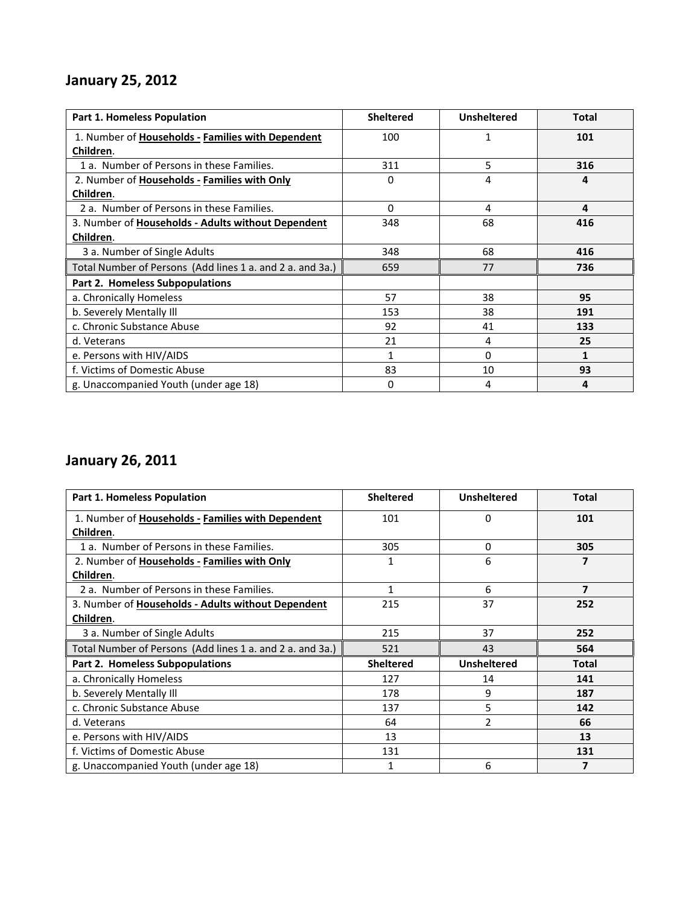## January 25, 2012

| Part 1. Homeless Population | Sheltered | Unsheltered | Total |
|---|---|---|---|
| 1. Number of **Households - Families with Dependent Children**. | 100 | 1 | **101** |
| 1 a. Number of Persons in these Families. | 311 | 5 | **316** |
| 2. Number of **Households - Families with Only Children**. | 0 | 4 | **4** |
| 2 a. Number of Persons in these Families. | 0 | 4 | **4** |
| 3. Number of **Households - Adults without Dependent Children**. | 348 | 68 | **416** |
| 3 a. Number of Single Adults | 348 | 68 | **416** |
| Total Number of Persons (Add lines 1 a. and 2 a. and 3a.) | 659 | 77 | 736 |
| **Part 2. Homeless Subpopulations** | | | |
| a. Chronically Homeless | 57 | 38 | **95** |
| b. Severely Mentally Ill | 153 | 38 | **191** |
| c. Chronic Substance Abuse | 92 | 41 | **133** |
| d. Veterans | 21 | 4 | **25** |
| e. Persons with HIV/AIDS | 1 | 0 | **1** |
| f. Victims of Domestic Abuse | 83 | 10 | **93** |
| g. Unaccompanied Youth (under age 18) | 0 | 4 | **4** |

## January 26, 2011

| Part 1. Homeless Population | Sheltered | Unsheltered | Total |
|---|---|---|---|
| 1. Number of **Households - Families with Dependent Children**. | 101 | 0 | **101** |
| 1 a. Number of Persons in these Families. | 305 | 0 | **305** |
| 2. Number of **Households - Families with Only Children**. | 1 | 6 | **7** |
| 2 a. Number of Persons in these Families. | 1 | 6 | **7** |
| 3. Number of **Households - Adults without Dependent Children**. | 215 | 37 | **252** |
| 3 a. Number of Single Adults | 215 | 37 | **252** |
| Total Number of Persons (Add lines 1 a. and 2 a. and 3a.) | 521 | 43 | 564 |
| **Part 2. Homeless Subpopulations** | **Sheltered** | **Unsheltered** | **Total** |
| a. Chronically Homeless | 127 | 14 | **141** |
| b. Severely Mentally Ill | 178 | 9 | **187** |
| c. Chronic Substance Abuse | 137 | 5 | **142** |
| d. Veterans | 64 | 2 | **66** |
| e. Persons with HIV/AIDS | 13 | | **13** |
| f. Victims of Domestic Abuse | 131 | | **131** |
| g. Unaccompanied Youth (under age 18) | 1 | 6 | **7** |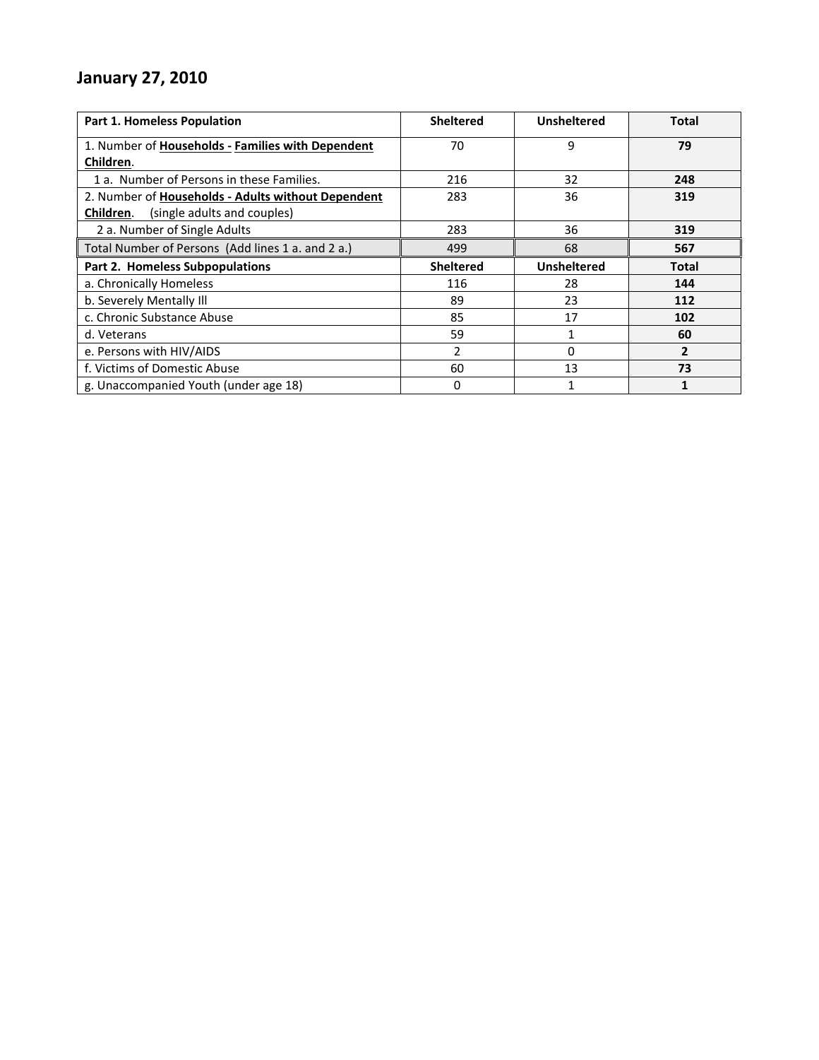## January 27, 2010

| Part 1. Homeless Population | Sheltered | Unsheltered | Total |
|---|---|---|---|
| 1. Number of **Households - Families with Dependent Children**. | 70 | 9 | **79** |
| 1 a. Number of Persons in these Families. | 216 | 32 | **248** |
| 2. Number of **Households - Adults without Dependent Children**. (single adults and couples) | 283 | 36 | **319** |
| 2 a. Number of Single Adults | 283 | 36 | **319** |
| Total Number of Persons (Add lines 1 a. and 2 a.) | 499 | 68 | **567** |
| **Part 2. Homeless Subpopulations** | **Sheltered** | **Unsheltered** | **Total** |
| a. Chronically Homeless | 116 | 28 | **144** |
| b. Severely Mentally Ill | 89 | 23 | **112** |
| c. Chronic Substance Abuse | 85 | 17 | **102** |
| d. Veterans | 59 | 1 | **60** |
| e. Persons with HIV/AIDS | 2 | 0 | **2** |
| f. Victims of Domestic Abuse | 60 | 13 | **73** |
| g. Unaccompanied Youth (under age 18) | 0 | 1 | **1** |